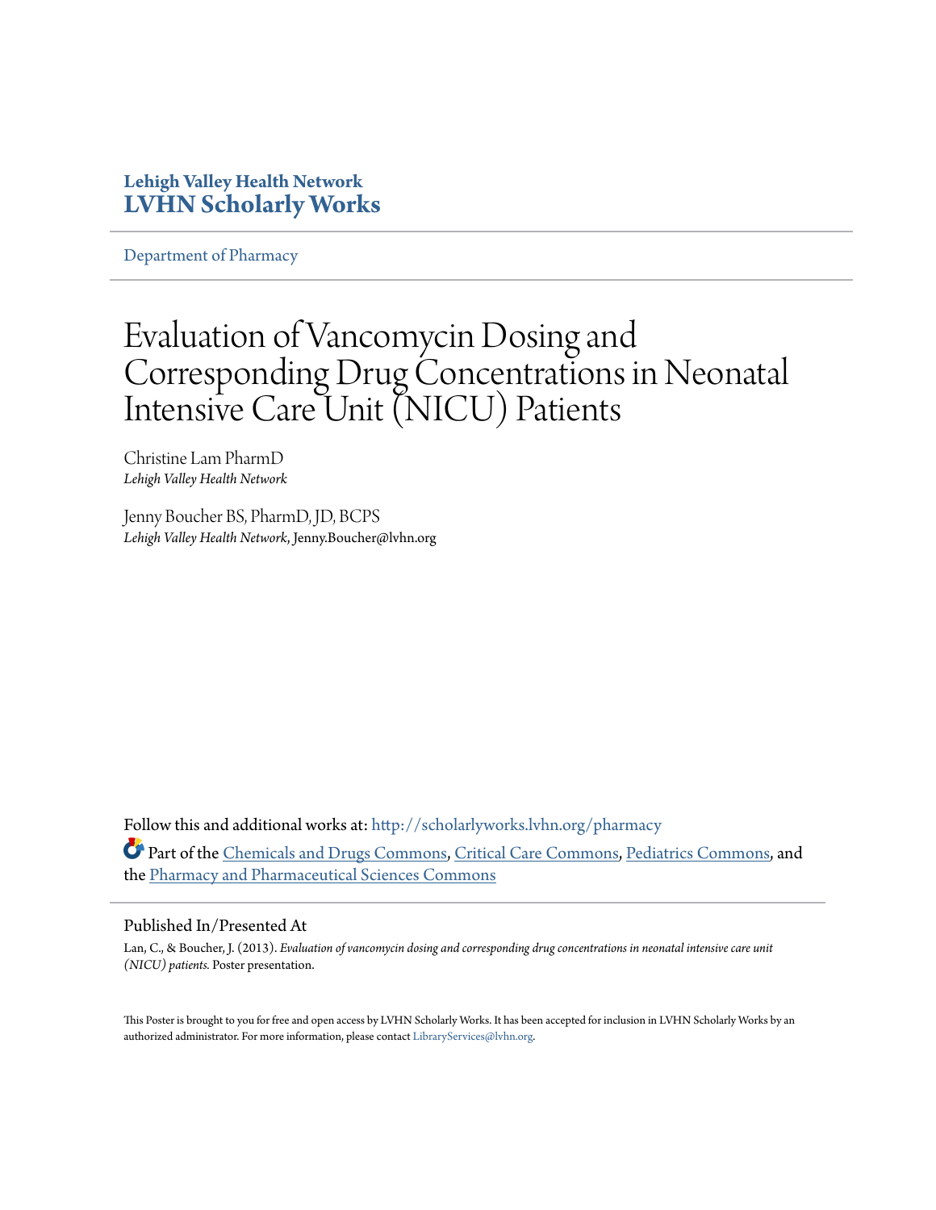**Lehigh Valley Health Network**
**LVHN Scholarly Works**

Department of Pharmacy

# Evaluation of Vancomycin Dosing and Corresponding Drug Concentrations in Neonatal Intensive Care Unit (NICU) Patients

Christine Lam PharmD
*Lehigh Valley Health Network*

Jenny Boucher BS, PharmD, JD, BCPS
*Lehigh Valley Health Network*, Jenny.Boucher@lvhn.org

Follow this and additional works at: http://scholarlyworks.lvhn.org/pharmacy

Part of the Chemicals and Drugs Commons, Critical Care Commons, Pediatrics Commons, and the Pharmacy and Pharmaceutical Sciences Commons

## Published In/Presented At

Lan, C., & Boucher, J. (2013). *Evaluation of vancomycin dosing and corresponding drug concentrations in neonatal intensive care unit (NICU) patients.* Poster presentation.

This Poster is brought to you for free and open access by LVHN Scholarly Works. It has been accepted for inclusion in LVHN Scholarly Works by an authorized administrator. For more information, please contact LibraryServices@lvhn.org.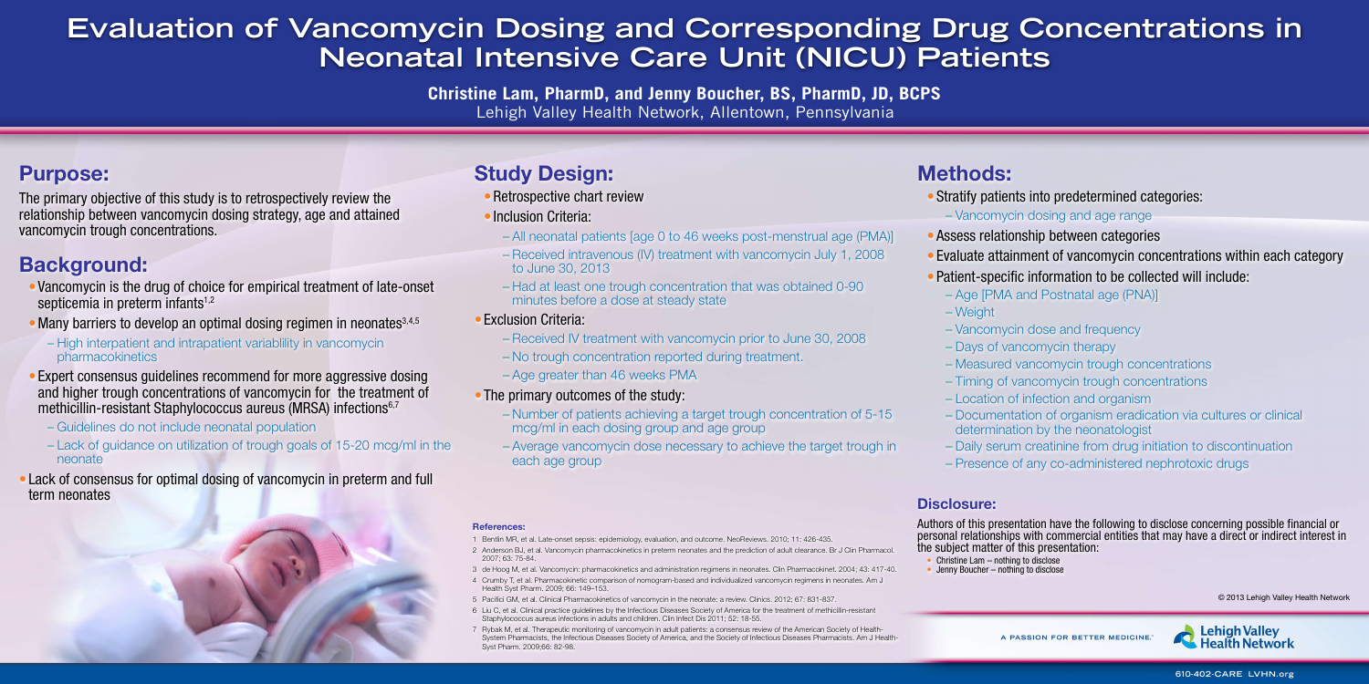# Evaluation of Vancomycin Dosing and Corresponding Drug Concentrations in Neonatal Intensive Care Unit (NICU) Patients

**Christine Lam, PharmD, and Jenny Boucher, BS, PharmD, JD, BCPS**
Lehigh Valley Health Network, Allentown, Pennsylvania

## Purpose:

The primary objective of this study is to retrospectively review the relationship between vancomycin dosing strategy, age and attained vancomycin trough concentrations.

## Background:

- Vancomycin is the drug of choice for empirical treatment of late-onset septicemia in preterm infants[1,2]
- Many barriers to develop an optimal dosing regimen in neonates[3,4,5]
  - High interpatient and intrapatient variablility in vancomycin pharmacokinetics
- Expert consensus guidelines recommend for more aggressive dosing and higher trough concentrations of vancomycin for the treatment of methicillin-resistant Staphylococcus aureus (MRSA) infections[6,7]
  - Guidelines do not include neonatal population
  - Lack of guidance on utilization of trough goals of 15-20 mcg/ml in the neonate
- Lack of consensus for optimal dosing of vancomycin in preterm and full term neonates

## Study Design:

- Retrospective chart review
- Inclusion Criteria:
  - All neonatal patients [age 0 to 46 weeks post-menstrual age (PMA)]
  - Received intravenous (IV) treatment with vancomycin July 1, 2008 to June 30, 2013
  - Had at least one trough concentration that was obtained 0-90 minutes before a dose at steady state
- Exclusion Criteria:
  - Received IV treatment with vancomycin prior to June 30, 2008
  - No trough concentration reported during treatment.
  - Age greater than 46 weeks PMA
- The primary outcomes of the study:
  - Number of patients achieving a target trough concentration of 5-15 mcg/ml in each dosing group and age group
  - Average vancomycin dose necessary to achieve the target trough in each age group

#### References:

1. Bentlin MR, et al. Late-onset sepsis: epidemiology, evaluation, and outcome. NeoReviews. 2010; 11: 426-435.
2. Anderson BJ, et al. Vancomycin pharmacokinetics in preterm neonates and the prediction of adult clearance. Br J Clin Pharmacol. 2007; 63: 75-84.
3. de Hoog M, et al. Vancomycin: pharmacokinetics and administration regimens in neonates. Clin Pharmacokinet. 2004; 43: 417-40.
4. Crumby T, et al. Pharmacokinetic comparison of nomogram-based and individualized vancomycin regimens in neonates. Am J Health Syst Pharm. 2009; 66: 149–153.
5. Pacifici GM, et al. Clinical pharmacokinetics of vancomycin in the neonate: a review. Clinics. 2012; 67: 831-837.
6. Liu C, et al. Clinical practice guidelines by the Infectious Diseases Society of America for the treatment of methicillin-resistant Staphylococcus aureus infections in adults and children. Clin Infect Dis 2011; 52: 18-55.
7. Rybak M, et al. Therapeutic monitoring of vancomycin in adult patients: a consensus review of the American Society of Health-System Pharmacists, the Infectious Diseases Society of America, and the Society of Infectious Diseases Pharmacists. Am J Health-Syst Pharm. 2009;66: 82-98.

## Methods:

- Stratify patients into predetermined categories:
  - Vancomycin dosing and age range
- Assess relationship between categories
- Evaluate attainment of vancomycin concentrations within each category
- Patient-specific information to be collected will include:
  - Age [PMA and Postnatal age (PNA)]
  - Weight
  - Vancomycin dose and frequency
  - Days of vancomycin therapy
  - Measured vancomycin trough concentrations
  - Timing of vancomycin trough concentrations
  - Location of infection and organism
  - Documentation of organism eradication via cultures or clinical determination by the neonatologist
  - Daily serum creatinine from drug initiation to discontinuation
  - Presence of any co-administered nephrotoxic drugs

### Disclosure:

Authors of this presentation have the following to disclose concerning possible financial or personal relationships with commercial entities that may have a direct or indirect interest in the subject matter of this presentation:

- Christine Lam – nothing to disclose
- Jenny Boucher – nothing to disclose

© 2013 Lehigh Valley Health Network

A PASSION FOR BETTER MEDICINE.

Lehigh Valley Health Network

610-402-CARE LVHN.org